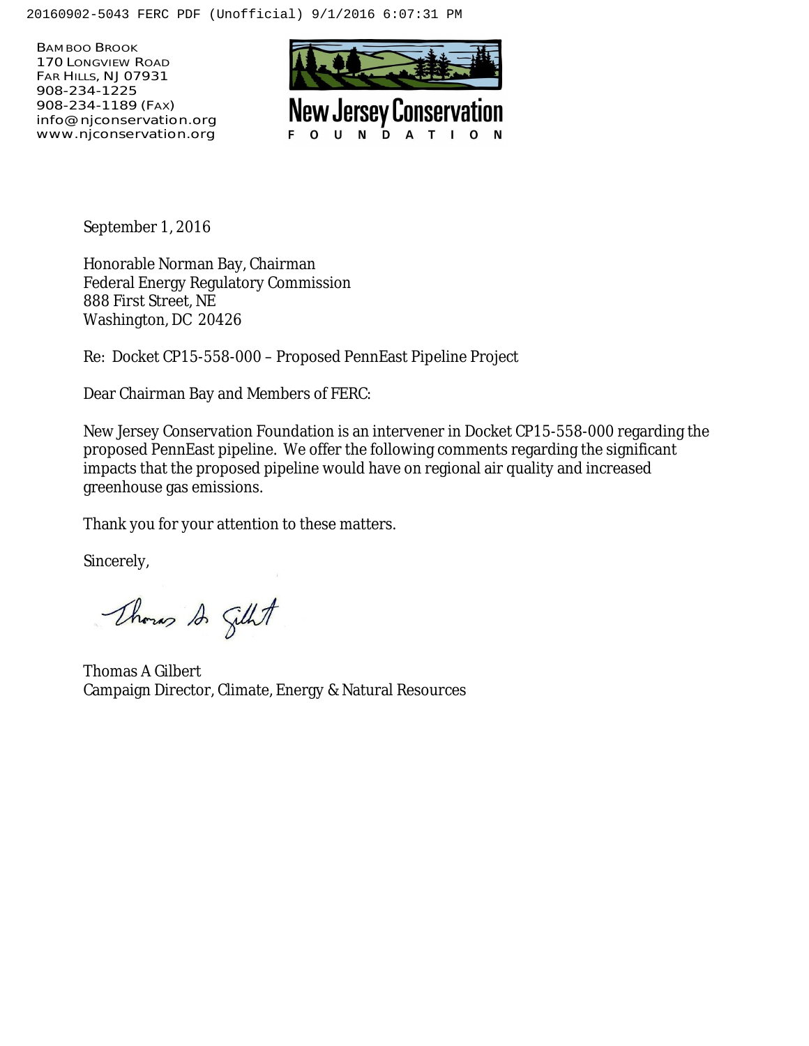BAMBOO BROOK
170 LONGVIEW ROAD
FAR HILLS, NJ 07931
908-234-1225
908-234-1189 (FAX)
info@njconservation.org
www.njconservation.org

New Jersey Conservation
FOUNDATION

September 1, 2016

Honorable Norman Bay, Chairman
Federal Energy Regulatory Commission
888 First Street, NE
Washington, DC 20426

Re: Docket CP15-558-000 – Proposed PennEast Pipeline Project

Dear Chairman Bay and Members of FERC:

New Jersey Conservation Foundation is an intervener in Docket CP15-558-000 regarding the proposed PennEast pipeline. We offer the following comments regarding the significant impacts that the proposed pipeline would have on regional air quality and increased greenhouse gas emissions.

Thank you for your attention to these matters.

Sincerely,

Thomas A Gilbert
Campaign Director, Climate, Energy & Natural Resources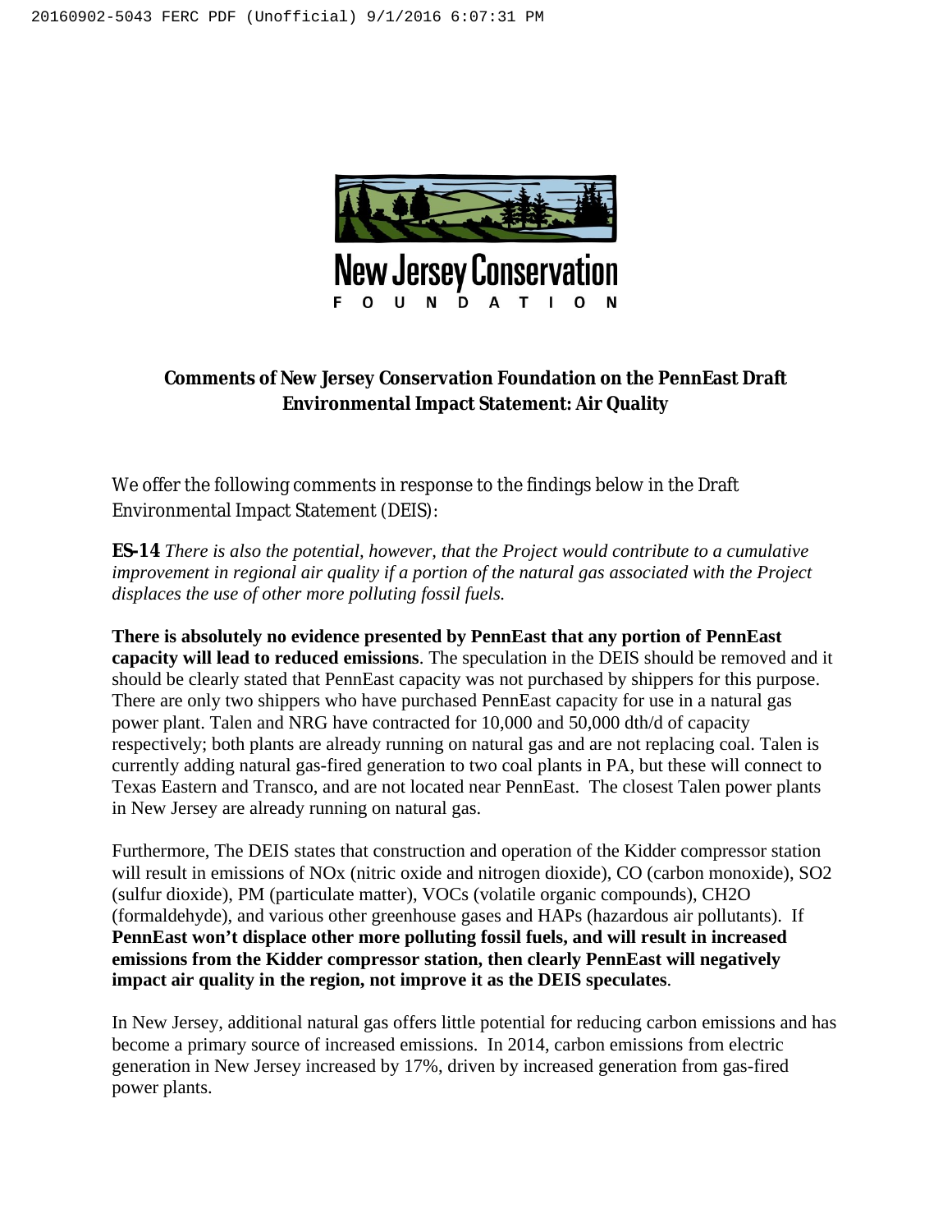New Jersey Conservation

FOUNDATION

**Comments of New Jersey Conservation Foundation on the PennEast Draft Environmental Impact Statement: Air Quality**

We offer the following comments in response to the findings below in the Draft Environmental Impact Statement (DEIS):

**ES-14** *There is also the potential, however, that the Project would contribute to a cumulative improvement in regional air quality if a portion of the natural gas associated with the Project displaces the use of other more polluting fossil fuels.*

**There is absolutely no evidence presented by PennEast that any portion of PennEast capacity will lead to reduced emissions**. The speculation in the DEIS should be removed and it should be clearly stated that PennEast capacity was not purchased by shippers for this purpose. There are only two shippers who have purchased PennEast capacity for use in a natural gas power plant. Talen and NRG have contracted for 10,000 and 50,000 dth/d of capacity respectively; both plants are already running on natural gas and are not replacing coal. Talen is currently adding natural gas-fired generation to two coal plants in PA, but these will connect to Texas Eastern and Transco, and are not located near PennEast. The closest Talen power plants in New Jersey are already running on natural gas.

Furthermore, The DEIS states that construction and operation of the Kidder compressor station will result in emissions of NOx (nitric oxide and nitrogen dioxide), CO (carbon monoxide), $SO_2$ (sulfur dioxide), PM (particulate matter), VOCs (volatile organic compounds), $CH_2O$ (formaldehyde), and various other greenhouse gases and HAPs (hazardous air pollutants). If **PennEast won't displace other more polluting fossil fuels, and will result in increased emissions from the Kidder compressor station, then clearly PennEast will negatively impact air quality in the region, not improve it as the DEIS speculates**.

In New Jersey, additional natural gas offers little potential for reducing carbon emissions and has become a primary source of increased emissions. In 2014, carbon emissions from electric generation in New Jersey increased by 17%, driven by increased generation from gas-fired power plants.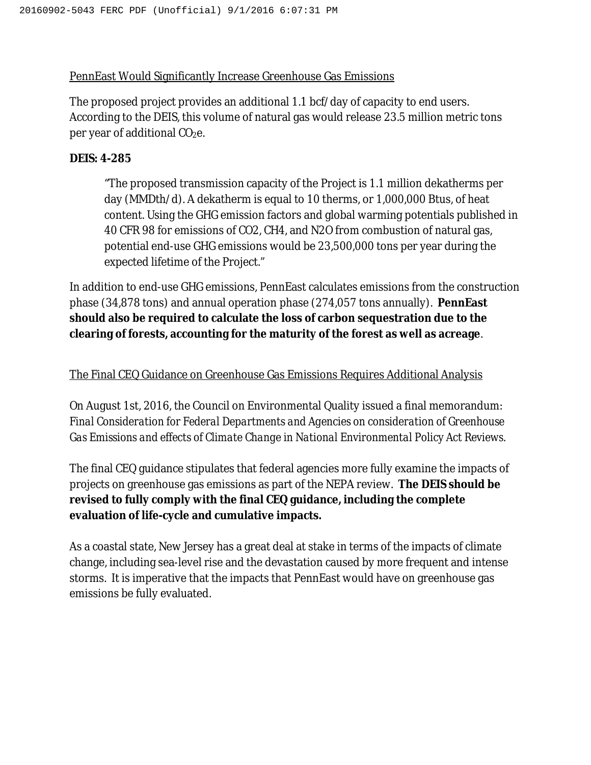<u>PennEast Would Significantly Increase Greenhouse Gas Emissions</u>

The proposed project provides an additional 1.1 bcf/day of capacity to end users. According to the DEIS, this volume of natural gas would release 23.5 million metric tons per year of additional $CO_2$e.

**DEIS: 4-285**

> "The proposed transmission capacity of the Project is 1.1 million dekatherms per day (MMDth/d). A dekatherm is equal to 10 therms, or 1,000,000 Btus, of heat content. Using the GHG emission factors and global warming potentials published in 40 CFR 98 for emissions of CO2, CH4, and N2O from combustion of natural gas, potential end-use GHG emissions would be 23,500,000 tons per year during the expected lifetime of the Project."

In addition to end-use GHG emissions, PennEast calculates emissions from the construction phase (34,878 tons) and annual operation phase (274,057 tons annually). **PennEast should also be required to calculate the loss of carbon sequestration due to the clearing of forests, accounting for the maturity of the forest as well as acreage**.

<u>The Final CEQ Guidance on Greenhouse Gas Emissions Requires Additional Analysis</u>

On August 1st, 2016, the Council on Environmental Quality issued a final memorandum: *Final Consideration for Federal Departments and Agencies on consideration of Greenhouse Gas Emissions and effects of Climate Change in National Environmental Policy Act Reviews.*

The final CEQ guidance stipulates that federal agencies more fully examine the impacts of projects on greenhouse gas emissions as part of the NEPA review. **The DEIS should be revised to fully comply with the final CEQ guidance, including the complete evaluation of life-cycle and cumulative impacts.**

As a coastal state, New Jersey has a great deal at stake in terms of the impacts of climate change, including sea-level rise and the devastation caused by more frequent and intense storms. It is imperative that the impacts that PennEast would have on greenhouse gas emissions be fully evaluated.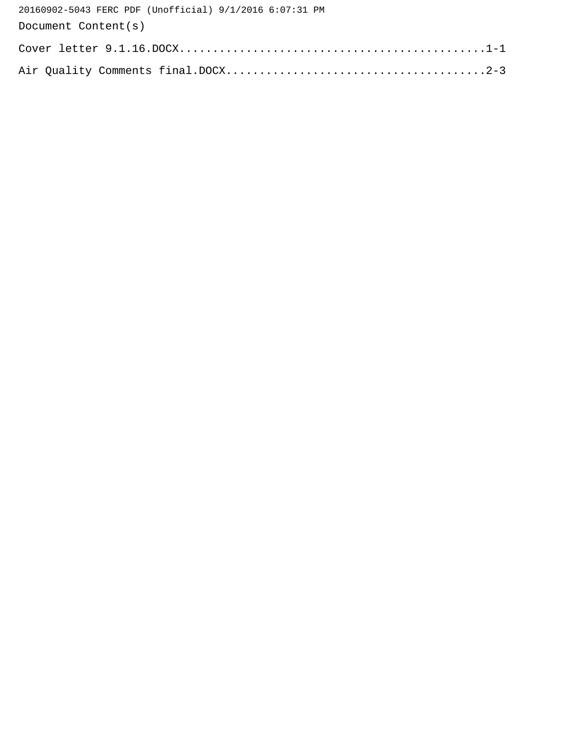Document Content(s)

Cover letter 9.1.16.DOCX...........................................1-1

Air Quality Comments final.DOCX....................................2-3